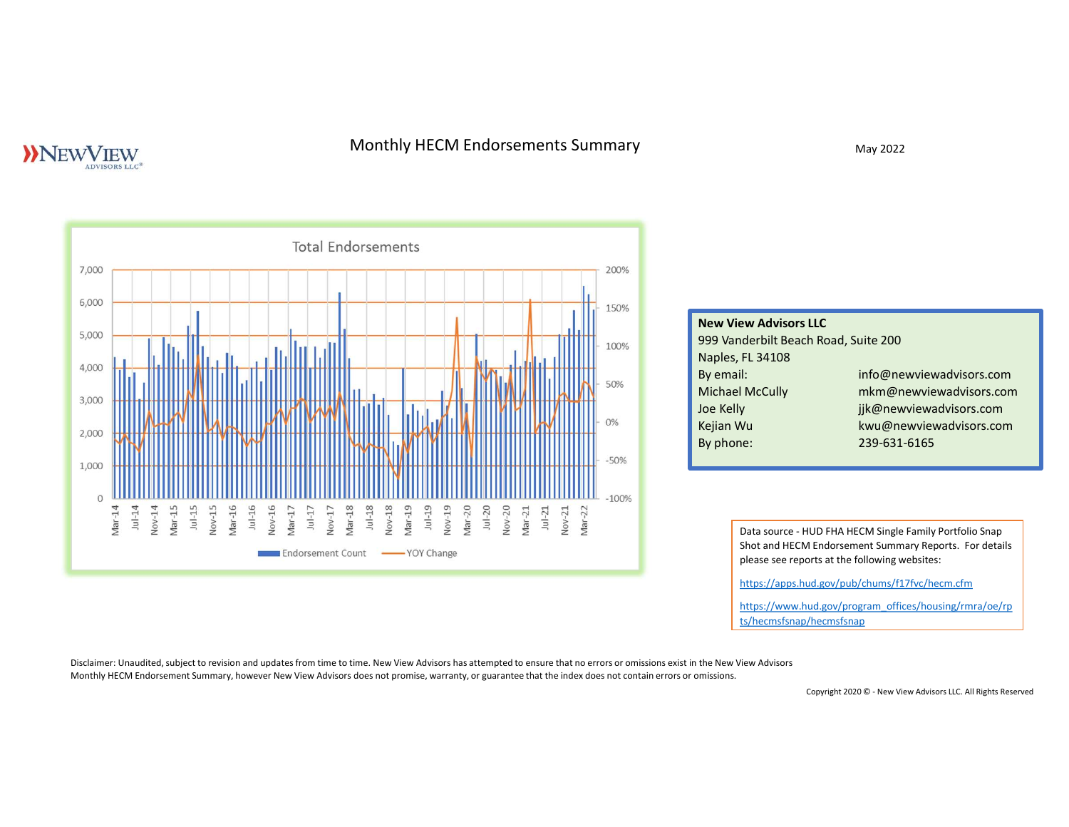NewView Advisors LLC®

# Monthly HECM Endorsements Summary

May 2022

## Total Endorsements

Endorsement Count — YOY Change

**New View Advisors LLC**
999 Vanderbilt Beach Road, Suite 200
Naples, FL 34108

| | |
|---|---|
| By email: | info@newviewadvisors.com |
| Michael McCully | mkm@newviewadvisors.com |
| Joe Kelly | jjk@newviewadvisors.com |
| Kejian Wu | kwu@newviewadvisors.com |
| By phone: | 239-631-6165 |

Data source - HUD FHA HECM Single Family Portfolio Snap Shot and HECM Endorsement Summary Reports. For details please see reports at the following websites:

https://apps.hud.gov/pub/chums/f17fvc/hecm.cfm

https://www.hud.gov/program_offices/housing/rmra/oe/rpts/hecmsfsnap/hecmsfsnap

Disclaimer: Unaudited, subject to revision and updates from time to time. New View Advisors has attempted to ensure that no errors or omissions exist in the New View Advisors Monthly HECM Endorsement Summary, however New View Advisors does not promise, warranty, or guarantee that the index does not contain errors or omissions.

Copyright 2020 © - New View Advisors LLC. All Rights Reserved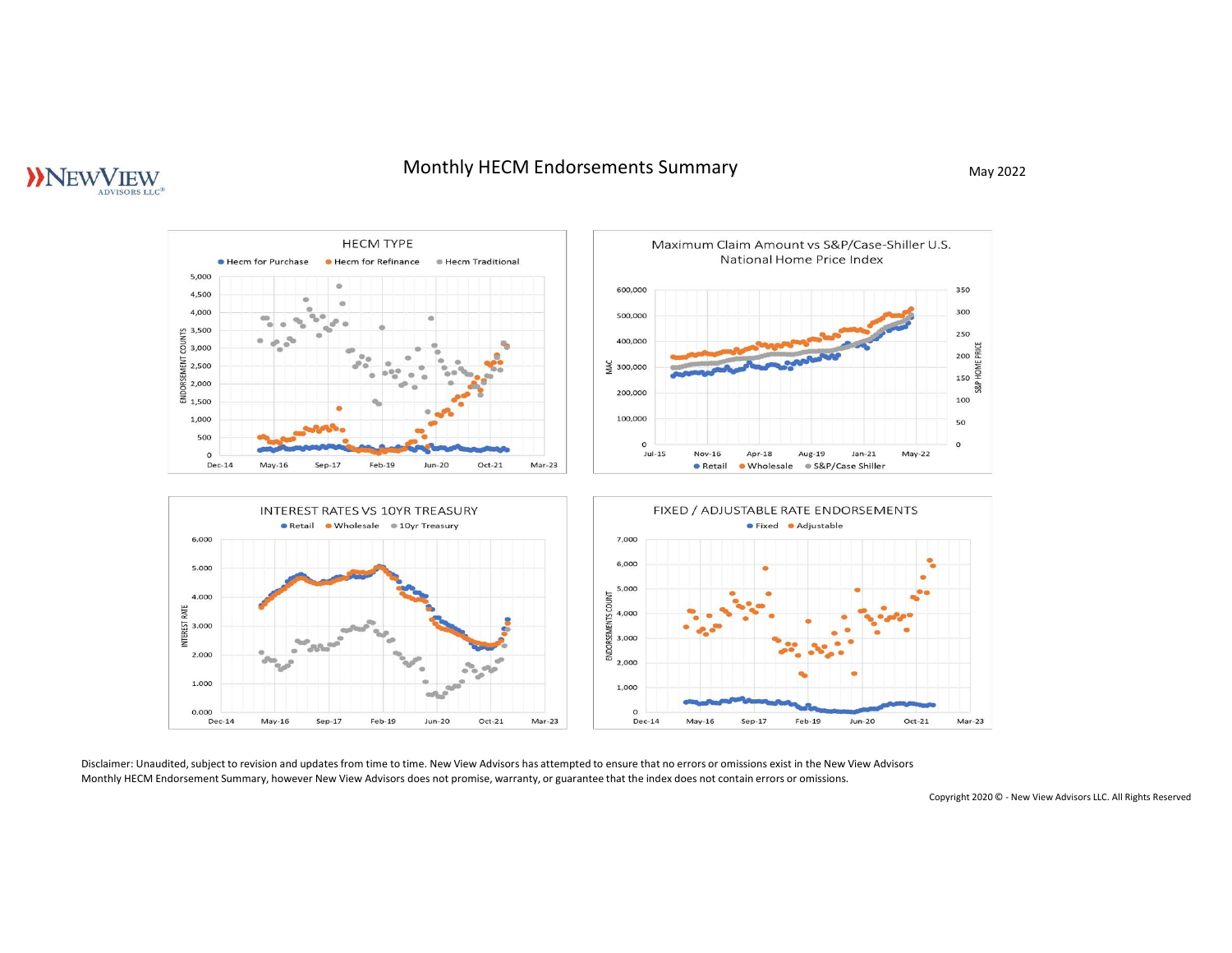# Monthly HECM Endorsements Summary

May 2022

## HECM TYPE

Hecm for Purchase · Hecm for Refinance · Hecm Traditional

## Maximum Claim Amount vs S&P/Case-Shiller U.S. National Home Price Index

Retail · Wholesale · S&P/Case Shiller

## INTEREST RATES VS 10YR TREASURY

Retail · Wholesale · 10yr Treasury

## FIXED / ADJUSTABLE RATE ENDORSEMENTS

Fixed · Adjustable

Disclaimer: Unaudited, subject to revision and updates from time to time. New View Advisors has attempted to ensure that no errors or omissions exist in the New View Advisors Monthly HECM Endorsement Summary, however New View Advisors does not promise, warranty, or guarantee that the index does not contain errors or omissions.

Copyright 2020 © - New View Advisors LLC. All Rights Reserved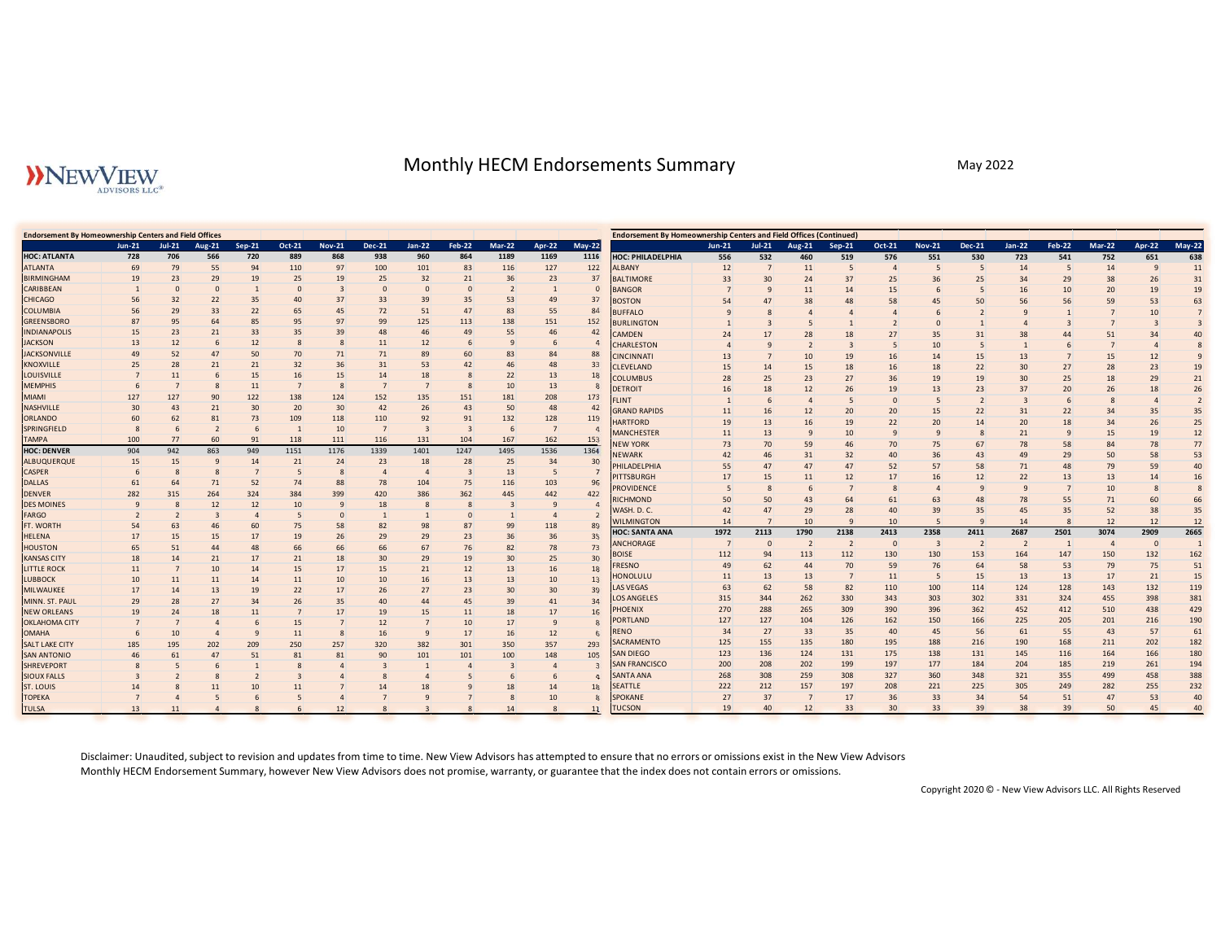# Monthly HECM Endorsements Summary

May 2022

**Endorsement By Homeownership Centers and Field Offices**

| | Jun-21 | Jul-21 | Aug-21 | Sep-21 | Oct-21 | Nov-21 | Dec-21 | Jan-22 | Feb-22 | Mar-22 | Apr-22 | May-22 |
|---|---|---|---|---|---|---|---|---|---|---|---|---|
| **HOC: ATLANTA** | **728** | **706** | **566** | **720** | **889** | **868** | **938** | **960** | **864** | **1189** | **1169** | **1116** |
| ATLANTA | 69 | 79 | 55 | 94 | 110 | 97 | 100 | 101 | 83 | 116 | 127 | 122 |
| BIRMINGHAM | 19 | 23 | 29 | 19 | 25 | 19 | 25 | 32 | 21 | 36 | 23 | 37 |
| CARIBBEAN | 1 | 0 | 0 | 1 | 0 | 3 | 0 | 0 | 0 | 2 | 1 | 0 |
| CHICAGO | 56 | 32 | 22 | 35 | 40 | 37 | 33 | 39 | 35 | 53 | 49 | 37 |
| COLUMBIA | 56 | 29 | 33 | 22 | 65 | 45 | 72 | 51 | 47 | 83 | 55 | 84 |
| GREENSBORO | 87 | 95 | 64 | 85 | 95 | 97 | 99 | 125 | 113 | 138 | 151 | 152 |
| INDIANAPOLIS | 15 | 23 | 21 | 33 | 35 | 39 | 48 | 46 | 49 | 55 | 46 | 42 |
| JACKSON | 13 | 12 | 6 | 12 | 8 | 8 | 11 | 12 | 6 | 9 | 6 | 4 |
| JACKSONVILLE | 49 | 52 | 47 | 50 | 70 | 71 | 71 | 89 | 60 | 83 | 84 | 88 |
| KNOXVILLE | 25 | 28 | 21 | 21 | 32 | 36 | 31 | 53 | 42 | 46 | 48 | 33 |
| LOUISVILLE | 7 | 11 | 6 | 15 | 16 | 15 | 14 | 18 | 8 | 22 | 13 | 18 |
| MEMPHIS | 6 | 7 | 8 | 11 | 7 | 8 | 7 | 7 | 8 | 10 | 13 | 8 |
| MIAMI | 127 | 127 | 90 | 122 | 138 | 124 | 152 | 135 | 151 | 181 | 208 | 173 |
| NASHVILLE | 30 | 43 | 21 | 30 | 20 | 30 | 42 | 26 | 43 | 50 | 48 | 42 |
| ORLANDO | 60 | 62 | 81 | 73 | 109 | 118 | 110 | 92 | 91 | 132 | 128 | 119 |
| SPRINGFIELD | 8 | 6 | 2 | 6 | 1 | 10 | 7 | 3 | 3 | 6 | 7 | 4 |
| TAMPA | 100 | 77 | 60 | 91 | 118 | 111 | 116 | 131 | 104 | 167 | 162 | 153 |
| **HOC: DENVER** | 904 | 942 | 863 | 949 | 1151 | 1176 | 1339 | 1401 | 1247 | 1495 | 1536 | 1364 |
| ALBUQUERQUE | 15 | 15 | 9 | 14 | 21 | 24 | 23 | 18 | 28 | 25 | 34 | 30 |
| CASPER | 6 | 8 | 8 | 7 | 5 | 8 | 4 | 4 | 3 | 13 | 5 | 7 |
| DALLAS | 61 | 64 | 71 | 52 | 74 | 88 | 78 | 104 | 75 | 116 | 103 | 96 |
| DENVER | 282 | 315 | 264 | 324 | 384 | 399 | 420 | 386 | 362 | 445 | 442 | 422 |
| DES MOINES | 9 | 8 | 12 | 12 | 10 | 9 | 18 | 8 | 8 | 3 | 9 | 4 |
| FARGO | 2 | 2 | 3 | 4 | 5 | 0 | 1 | 1 | 0 | 1 | 4 | 2 |
| FT. WORTH | 54 | 63 | 46 | 60 | 75 | 58 | 82 | 98 | 87 | 99 | 118 | 89 |
| HELENA | 17 | 15 | 15 | 17 | 19 | 26 | 29 | 29 | 23 | 36 | 36 | 35 |
| HOUSTON | 65 | 51 | 44 | 48 | 66 | 66 | 66 | 67 | 76 | 82 | 78 | 73 |
| KANSAS CITY | 18 | 14 | 21 | 17 | 21 | 18 | 30 | 29 | 19 | 30 | 25 | 30 |
| LITTLE ROCK | 11 | 7 | 10 | 14 | 15 | 17 | 15 | 21 | 12 | 13 | 16 | 18 |
| LUBBOCK | 10 | 11 | 11 | 14 | 11 | 10 | 10 | 16 | 13 | 13 | 10 | 13 |
| MILWAUKEE | 17 | 14 | 13 | 19 | 22 | 17 | 26 | 27 | 23 | 30 | 30 | 39 |
| MINN. ST. PAUL | 29 | 28 | 27 | 34 | 26 | 35 | 40 | 44 | 45 | 39 | 41 | 34 |
| NEW ORLEANS | 19 | 24 | 18 | 11 | 7 | 17 | 19 | 15 | 11 | 18 | 17 | 16 |
| OKLAHOMA CITY | 7 | 7 | 4 | 6 | 15 | 7 | 12 | 7 | 10 | 17 | 9 | 8 |
| OMAHA | 6 | 10 | 4 | 9 | 11 | 8 | 16 | 9 | 17 | 16 | 12 | 6 |
| SALT LAKE CITY | 185 | 195 | 202 | 209 | 250 | 257 | 320 | 382 | 301 | 350 | 357 | 293 |
| SAN ANTONIO | 46 | 61 | 47 | 51 | 81 | 81 | 90 | 101 | 101 | 100 | 148 | 105 |
| SHREVEPORT | 8 | 5 | 6 | 1 | 8 | 4 | 3 | 1 | 4 | 3 | 4 | 3 |
| SIOUX FALLS | 3 | 2 | 8 | 2 | 3 | 4 | 8 | 4 | 5 | 6 | 6 | 4 |
| ST. LOUIS | 14 | 8 | 11 | 10 | 11 | 7 | 14 | 18 | 9 | 18 | 14 | 18 |
| TOPEKA | 7 | 4 | 5 | 6 | 5 | 4 | 7 | 9 | 7 | 8 | 10 | 8 |
| TULSA | 13 | 11 | 4 | 8 | 6 | 12 | 8 | 3 | 8 | 14 | 8 | 11 |

**Endorsement By Homeownership Centers and Field Offices (Continued)**

| | Jun-21 | Jul-21 | Aug-21 | Sep-21 | Oct-21 | Nov-21 | Dec-21 | Jan-22 | Feb-22 | Mar-22 | Apr-22 | May-22 |
|---|---|---|---|---|---|---|---|---|---|---|---|---|
| **HOC: PHILADELPHIA** | **556** | **532** | **460** | **519** | **576** | **551** | **530** | **723** | **541** | **752** | **651** | **638** |
| ALBANY | 12 | 7 | 11 | 5 | 4 | 5 | 5 | 14 | 5 | 14 | 9 | 11 |
| BALTIMORE | 33 | 30 | 24 | 37 | 25 | 36 | 25 | 34 | 29 | 38 | 26 | 31 |
| BANGOR | 7 | 9 | 11 | 14 | 15 | 6 | 5 | 16 | 10 | 20 | 19 | 19 |
| BOSTON | 54 | 47 | 38 | 48 | 58 | 45 | 50 | 56 | 56 | 59 | 53 | 63 |
| BUFFALO | 9 | 8 | 4 | 4 | 4 | 6 | 2 | 9 | 1 | 7 | 10 | 7 |
| BURLINGTON | 1 | 3 | 5 | 1 | 2 | 0 | 1 | 4 | 3 | 7 | 3 | 3 |
| CAMDEN | 24 | 17 | 28 | 18 | 27 | 35 | 31 | 38 | 44 | 51 | 34 | 40 |
| CHARLESTON | 4 | 9 | 2 | 3 | 5 | 10 | 5 | 1 | 6 | 7 | 4 | 8 |
| CINCINNATI | 13 | 7 | 10 | 19 | 16 | 14 | 15 | 13 | 7 | 15 | 12 | 9 |
| CLEVELAND | 15 | 14 | 15 | 18 | 16 | 18 | 22 | 30 | 27 | 28 | 23 | 19 |
| COLUMBUS | 28 | 25 | 23 | 27 | 36 | 19 | 19 | 30 | 25 | 18 | 29 | 21 |
| DETROIT | 16 | 18 | 12 | 26 | 19 | 13 | 23 | 37 | 20 | 26 | 18 | 26 |
| FLINT | 1 | 6 | 4 | 5 | 0 | 5 | 2 | 3 | 6 | 8 | 4 | 2 |
| GRAND RAPIDS | 11 | 16 | 12 | 20 | 20 | 15 | 22 | 31 | 22 | 34 | 35 | 35 |
| HARTFORD | 19 | 13 | 16 | 19 | 22 | 20 | 14 | 20 | 18 | 34 | 26 | 25 |
| MANCHESTER | 11 | 13 | 9 | 10 | 9 | 9 | 8 | 21 | 9 | 15 | 19 | 12 |
| NEW YORK | 73 | 70 | 59 | 46 | 70 | 75 | 67 | 78 | 58 | 84 | 78 | 77 |
| NEWARK | 42 | 46 | 31 | 32 | 40 | 36 | 43 | 49 | 29 | 50 | 58 | 53 |
| PHILADELPHIA | 55 | 47 | 47 | 47 | 52 | 57 | 58 | 71 | 48 | 79 | 59 | 40 |
| PITTSBURGH | 17 | 15 | 11 | 12 | 17 | 16 | 12 | 22 | 13 | 13 | 14 | 16 |
| PROVIDENCE | 5 | 8 | 6 | 7 | 8 | 4 | 9 | 9 | 7 | 10 | 8 | 8 |
| RICHMOND | 50 | 50 | 43 | 64 | 61 | 63 | 48 | 78 | 55 | 71 | 60 | 66 |
| WASH. D. C. | 42 | 47 | 29 | 28 | 40 | 39 | 35 | 45 | 35 | 52 | 38 | 35 |
| WILMINGTON | 14 | 7 | 10 | 9 | 10 | 5 | 9 | 14 | 8 | 12 | 12 | 12 |
| **HOC: SANTA ANA** | **1972** | **2113** | **1790** | **2138** | **2413** | **2358** | **2411** | **2687** | **2501** | **3074** | **2909** | **2665** |
| ANCHORAGE | 7 | 0 | 2 | 2 | 0 | 3 | 2 | 2 | 1 | 4 | 0 | 1 |
| BOISE | 112 | 94 | 113 | 112 | 130 | 130 | 153 | 164 | 147 | 150 | 132 | 162 |
| FRESNO | 49 | 62 | 44 | 70 | 59 | 76 | 64 | 58 | 53 | 79 | 75 | 51 |
| HONOLULU | 11 | 13 | 13 | 7 | 11 | 5 | 15 | 13 | 13 | 17 | 21 | 15 |
| LAS VEGAS | 63 | 62 | 58 | 82 | 110 | 100 | 114 | 124 | 128 | 143 | 132 | 119 |
| LOS ANGELES | 315 | 344 | 262 | 330 | 343 | 303 | 302 | 331 | 324 | 455 | 398 | 381 |
| PHOENIX | 270 | 288 | 265 | 309 | 390 | 396 | 362 | 452 | 412 | 510 | 438 | 429 |
| PORTLAND | 127 | 127 | 104 | 126 | 162 | 150 | 166 | 225 | 205 | 201 | 216 | 190 |
| RENO | 34 | 27 | 33 | 35 | 40 | 45 | 56 | 61 | 55 | 43 | 57 | 61 |
| SACRAMENTO | 125 | 155 | 135 | 180 | 195 | 188 | 216 | 190 | 168 | 211 | 202 | 182 |
| SAN DIEGO | 123 | 136 | 124 | 131 | 175 | 138 | 131 | 145 | 116 | 164 | 166 | 180 |
| SAN FRANCISCO | 200 | 208 | 202 | 199 | 197 | 177 | 184 | 204 | 185 | 219 | 261 | 194 |
| SANTA ANA | 268 | 308 | 259 | 308 | 327 | 360 | 348 | 321 | 355 | 499 | 458 | 388 |
| SEATTLE | 222 | 212 | 157 | 197 | 208 | 221 | 225 | 305 | 249 | 282 | 255 | 232 |
| SPOKANE | 27 | 37 | 7 | 17 | 36 | 33 | 34 | 54 | 51 | 47 | 53 | 40 |
| TUCSON | 19 | 40 | 12 | 33 | 30 | 33 | 39 | 38 | 39 | 50 | 45 | 40 |

Disclaimer: Unaudited, subject to revision and updates from time to time. New View Advisors has attempted to ensure that no errors or omissions exist in the New View Advisors Monthly HECM Endorsement Summary, however New View Advisors does not promise, warranty, or guarantee that the index does not contain errors or omissions.

Copyright 2020 © - New View Advisors LLC. All Rights Reserved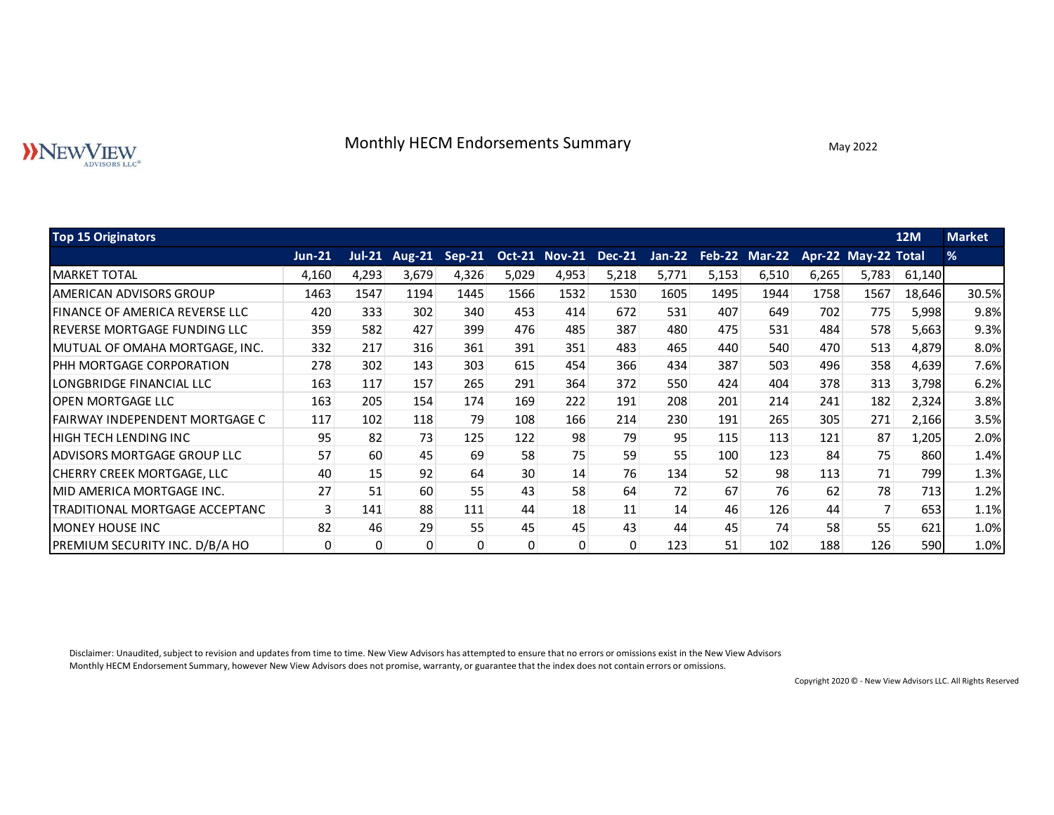# Monthly HECM Endorsements Summary

May 2022

| Top 15 Originators | Jun-21 | Jul-21 | Aug-21 | Sep-21 | Oct-21 | Nov-21 | Dec-21 | Jan-22 | Feb-22 | Mar-22 | Apr-22 | May-22 | 12M Total | Market % |
|---|---|---|---|---|---|---|---|---|---|---|---|---|---|---|
| MARKET TOTAL | 4,160 | 4,293 | 3,679 | 4,326 | 5,029 | 4,953 | 5,218 | 5,771 | 5,153 | 6,510 | 6,265 | 5,783 | 61,140 | |
| AMERICAN ADVISORS GROUP | 1463 | 1547 | 1194 | 1445 | 1566 | 1532 | 1530 | 1605 | 1495 | 1944 | 1758 | 1567 | 18,646 | 30.5% |
| FINANCE OF AMERICA REVERSE LLC | 420 | 333 | 302 | 340 | 453 | 414 | 672 | 531 | 407 | 649 | 702 | 775 | 5,998 | 9.8% |
| REVERSE MORTGAGE FUNDING LLC | 359 | 582 | 427 | 399 | 476 | 485 | 387 | 480 | 475 | 531 | 484 | 578 | 5,663 | 9.3% |
| MUTUAL OF OMAHA MORTGAGE, INC. | 332 | 217 | 316 | 361 | 391 | 351 | 483 | 465 | 440 | 540 | 470 | 513 | 4,879 | 8.0% |
| PHH MORTGAGE CORPORATION | 278 | 302 | 143 | 303 | 615 | 454 | 366 | 434 | 387 | 503 | 496 | 358 | 4,639 | 7.6% |
| LONGBRIDGE FINANCIAL LLC | 163 | 117 | 157 | 265 | 291 | 364 | 372 | 550 | 424 | 404 | 378 | 313 | 3,798 | 6.2% |
| OPEN MORTGAGE LLC | 163 | 205 | 154 | 174 | 169 | 222 | 191 | 208 | 201 | 214 | 241 | 182 | 2,324 | 3.8% |
| FAIRWAY INDEPENDENT MORTGAGE C | 117 | 102 | 118 | 79 | 108 | 166 | 214 | 230 | 191 | 265 | 305 | 271 | 2,166 | 3.5% |
| HIGH TECH LENDING INC | 95 | 82 | 73 | 125 | 122 | 98 | 79 | 95 | 115 | 113 | 121 | 87 | 1,205 | 2.0% |
| ADVISORS MORTGAGE GROUP LLC | 57 | 60 | 45 | 69 | 58 | 75 | 59 | 55 | 100 | 123 | 84 | 75 | 860 | 1.4% |
| CHERRY CREEK MORTGAGE, LLC | 40 | 15 | 92 | 64 | 30 | 14 | 76 | 134 | 52 | 98 | 113 | 71 | 799 | 1.3% |
| MID AMERICA MORTGAGE INC. | 27 | 51 | 60 | 55 | 43 | 58 | 64 | 72 | 67 | 76 | 62 | 78 | 713 | 1.2% |
| TRADITIONAL MORTGAGE ACCEPTANC | 3 | 141 | 88 | 111 | 44 | 18 | 11 | 14 | 46 | 126 | 44 | 7 | 653 | 1.1% |
| MONEY HOUSE INC | 82 | 46 | 29 | 55 | 45 | 45 | 43 | 44 | 45 | 74 | 58 | 55 | 621 | 1.0% |
| PREMIUM SECURITY INC. D/B/A HO | 0 | 0 | 0 | 0 | 0 | 0 | 0 | 123 | 51 | 102 | 188 | 126 | 590 | 1.0% |

Disclaimer: Unaudited, subject to revision and updates from time to time. New View Advisors has attempted to ensure that no errors or omissions exist in the New View Advisors Monthly HECM Endorsement Summary, however New View Advisors does not promise, warranty, or guarantee that the index does not contain errors or omissions.

Copyright 2020 © - New View Advisors LLC. All Rights Reserved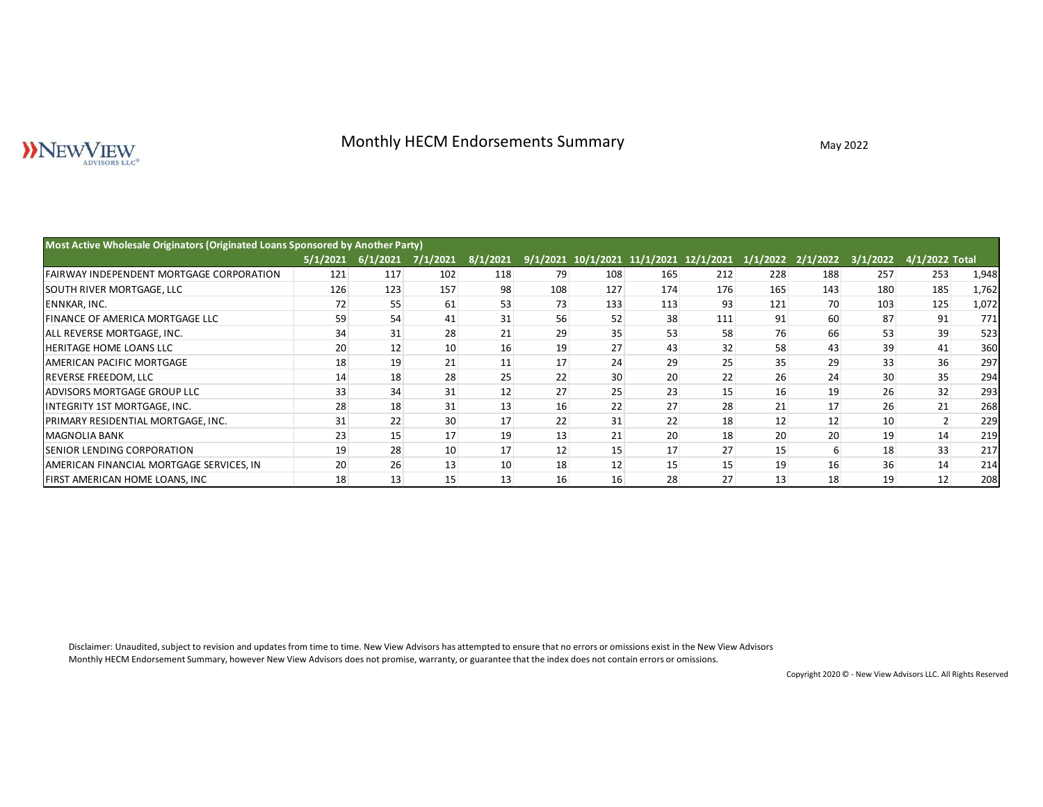# Monthly HECM Endorsements Summary

May 2022

| Most Active Wholesale Originators (Originated Loans Sponsored by Another Party) | 5/1/2021 | 6/1/2021 | 7/1/2021 | 8/1/2021 | 9/1/2021 | 10/1/2021 | 11/1/2021 | 12/1/2021 | 1/1/2022 | 2/1/2022 | 3/1/2022 | 4/1/2022 | Total |
|---|---|---|---|---|---|---|---|---|---|---|---|---|---|
| FAIRWAY INDEPENDENT MORTGAGE CORPORATION | 121 | 117 | 102 | 118 | 79 | 108 | 165 | 212 | 228 | 188 | 257 | 253 | 1,948 |
| SOUTH RIVER MORTGAGE, LLC | 126 | 123 | 157 | 98 | 108 | 127 | 174 | 176 | 165 | 143 | 180 | 185 | 1,762 |
| ENNKAR, INC. | 72 | 55 | 61 | 53 | 73 | 133 | 113 | 93 | 121 | 70 | 103 | 125 | 1,072 |
| FINANCE OF AMERICA MORTGAGE LLC | 59 | 54 | 41 | 31 | 56 | 52 | 38 | 111 | 91 | 60 | 87 | 91 | 771 |
| ALL REVERSE MORTGAGE, INC. | 34 | 31 | 28 | 21 | 29 | 35 | 53 | 58 | 76 | 66 | 53 | 39 | 523 |
| HERITAGE HOME LOANS LLC | 20 | 12 | 10 | 16 | 19 | 27 | 43 | 32 | 58 | 43 | 39 | 41 | 360 |
| AMERICAN PACIFIC MORTGAGE | 18 | 19 | 21 | 11 | 17 | 24 | 29 | 25 | 35 | 29 | 33 | 36 | 297 |
| REVERSE FREEDOM, LLC | 14 | 18 | 28 | 25 | 22 | 30 | 20 | 22 | 26 | 24 | 30 | 35 | 294 |
| ADVISORS MORTGAGE GROUP LLC | 33 | 34 | 31 | 12 | 27 | 25 | 23 | 15 | 16 | 19 | 26 | 32 | 293 |
| INTEGRITY 1ST MORTGAGE, INC. | 28 | 18 | 31 | 13 | 16 | 22 | 27 | 28 | 21 | 17 | 26 | 21 | 268 |
| PRIMARY RESIDENTIAL MORTGAGE, INC. | 31 | 22 | 30 | 17 | 22 | 31 | 22 | 18 | 12 | 12 | 10 | 2 | 229 |
| MAGNOLIA BANK | 23 | 15 | 17 | 19 | 13 | 21 | 20 | 18 | 20 | 20 | 19 | 14 | 219 |
| SENIOR LENDING CORPORATION | 19 | 28 | 10 | 17 | 12 | 15 | 17 | 27 | 15 | 6 | 18 | 33 | 217 |
| AMERICAN FINANCIAL MORTGAGE SERVICES, IN | 20 | 26 | 13 | 10 | 18 | 12 | 15 | 15 | 19 | 16 | 36 | 14 | 214 |
| FIRST AMERICAN HOME LOANS, INC | 18 | 13 | 15 | 13 | 16 | 16 | 28 | 27 | 13 | 18 | 19 | 12 | 208 |

Disclaimer: Unaudited, subject to revision and updates from time to time. New View Advisors has attempted to ensure that no errors or omissions exist in the New View Advisors Monthly HECM Endorsement Summary, however New View Advisors does not promise, warranty, or guarantee that the index does not contain errors or omissions.

Copyright 2020 © - New View Advisors LLC. All Rights Reserved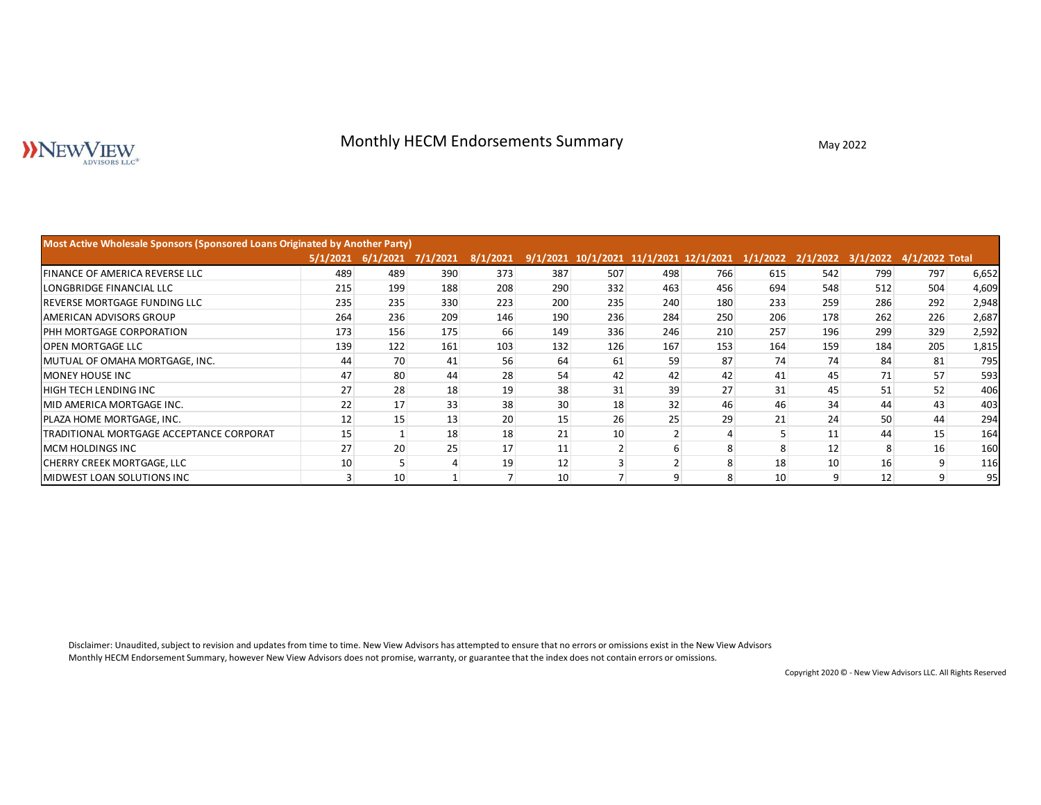NEWVIEW ADVISORS LLC®

# Monthly HECM Endorsements Summary

May 2022

| Most Active Wholesale Sponsors (Sponsored Loans Originated by Another Party) | 5/1/2021 | 6/1/2021 | 7/1/2021 | 8/1/2021 | 9/1/2021 | 10/1/2021 | 11/1/2021 | 12/1/2021 | 1/1/2022 | 2/1/2022 | 3/1/2022 | 4/1/2022 | Total |
|---|---|---|---|---|---|---|---|---|---|---|---|---|---|
| FINANCE OF AMERICA REVERSE LLC | 489 | 489 | 390 | 373 | 387 | 507 | 498 | 766 | 615 | 542 | 799 | 797 | 6,652 |
| LONGBRIDGE FINANCIAL LLC | 215 | 199 | 188 | 208 | 290 | 332 | 463 | 456 | 694 | 548 | 512 | 504 | 4,609 |
| REVERSE MORTGAGE FUNDING LLC | 235 | 235 | 330 | 223 | 200 | 235 | 240 | 180 | 233 | 259 | 286 | 292 | 2,948 |
| AMERICAN ADVISORS GROUP | 264 | 236 | 209 | 146 | 190 | 236 | 284 | 250 | 206 | 178 | 262 | 226 | 2,687 |
| PHH MORTGAGE CORPORATION | 173 | 156 | 175 | 66 | 149 | 336 | 246 | 210 | 257 | 196 | 299 | 329 | 2,592 |
| OPEN MORTGAGE LLC | 139 | 122 | 161 | 103 | 132 | 126 | 167 | 153 | 164 | 159 | 184 | 205 | 1,815 |
| MUTUAL OF OMAHA MORTGAGE, INC. | 44 | 70 | 41 | 56 | 64 | 61 | 59 | 87 | 74 | 74 | 84 | 81 | 795 |
| MONEY HOUSE INC | 47 | 80 | 44 | 28 | 54 | 42 | 42 | 42 | 41 | 45 | 71 | 57 | 593 |
| HIGH TECH LENDING INC | 27 | 28 | 18 | 19 | 38 | 31 | 39 | 27 | 31 | 45 | 51 | 52 | 406 |
| MID AMERICA MORTGAGE INC. | 22 | 17 | 33 | 38 | 30 | 18 | 32 | 46 | 46 | 34 | 44 | 43 | 403 |
| PLAZA HOME MORTGAGE, INC. | 12 | 15 | 13 | 20 | 15 | 26 | 25 | 29 | 21 | 24 | 50 | 44 | 294 |
| TRADITIONAL MORTGAGE ACCEPTANCE CORPORAT | 15 | 1 | 18 | 18 | 21 | 10 | 2 | 4 | 5 | 11 | 44 | 15 | 164 |
| MCM HOLDINGS INC | 27 | 20 | 25 | 17 | 11 | 2 | 6 | 8 | 8 | 12 | 8 | 16 | 160 |
| CHERRY CREEK MORTGAGE, LLC | 10 | 5 | 4 | 19 | 12 | 3 | 2 | 8 | 18 | 10 | 16 | 9 | 116 |
| MIDWEST LOAN SOLUTIONS INC | 3 | 10 | 1 | 7 | 10 | 7 | 9 | 8 | 10 | 9 | 12 | 9 | 95 |

Disclaimer: Unaudited, subject to revision and updates from time to time. New View Advisors has attempted to ensure that no errors or omissions exist in the New View Advisors Monthly HECM Endorsement Summary, however New View Advisors does not promise, warranty, or guarantee that the index does not contain errors or omissions.

Copyright 2020 © - New View Advisors LLC. All Rights Reserved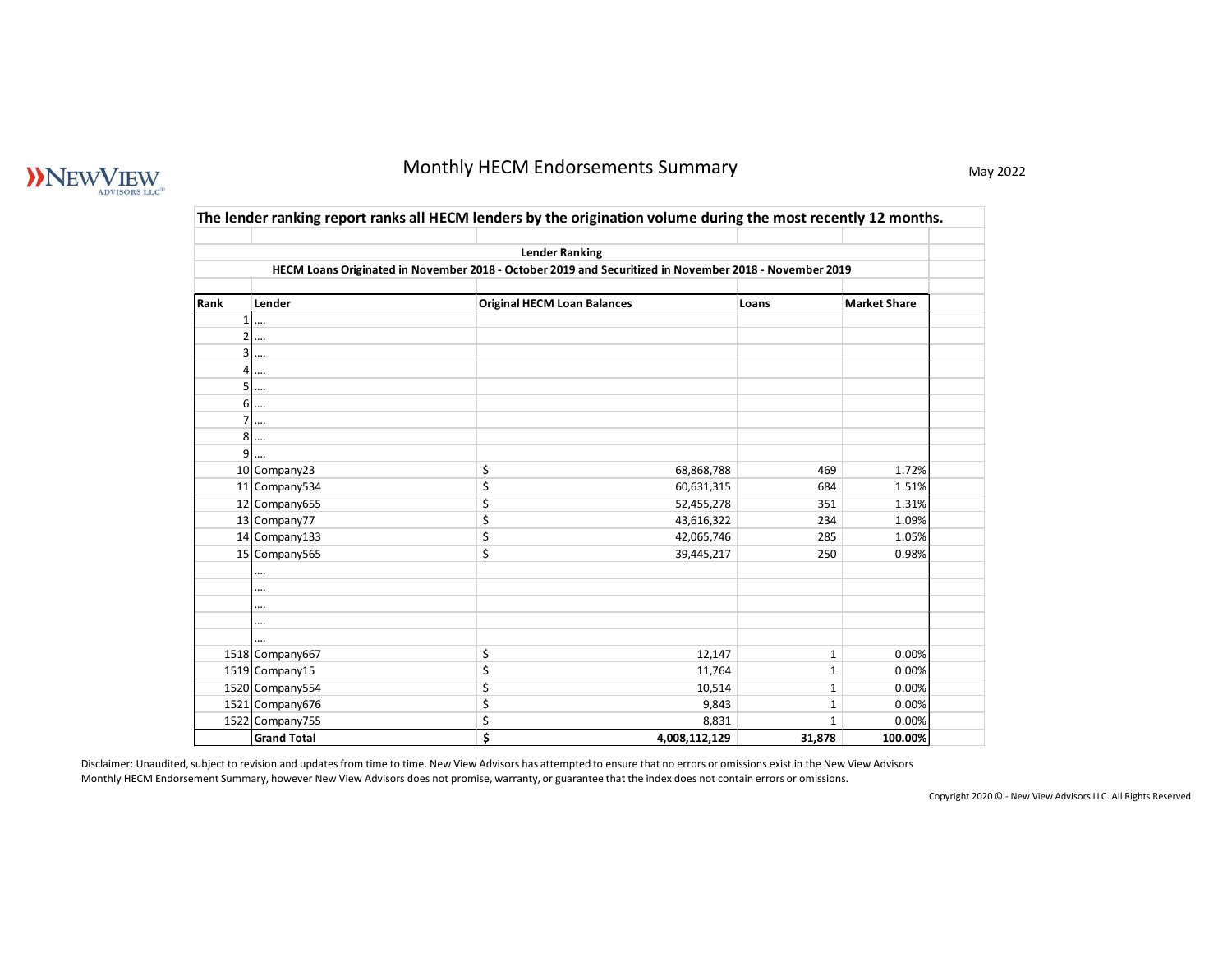NEWVIEW ADVISORS LLC®

# Monthly HECM Endorsements Summary

May 2022

**The lender ranking report ranks all HECM lenders by the origination volume during the most recently 12 months.**

**Lender Ranking**

**HECM Loans Originated in November 2018 - October 2019 and Securitized in November 2018 - November 2019**

| Rank | Lender | Original HECM Loan Balances | Loans | Market Share |
|---|---|---|---|---|
| 1 | .... | | | |
| 2 | .... | | | |
| 3 | .... | | | |
| 4 | .... | | | |
| 5 | .... | | | |
| 6 | .... | | | |
| 7 | .... | | | |
| 8 | .... | | | |
| 9 | .... | | | |
| 10 | Company23 | $ 68,868,788 | 469 | 1.72% |
| 11 | Company534 | $ 60,631,315 | 684 | 1.51% |
| 12 | Company655 | $ 52,455,278 | 351 | 1.31% |
| 13 | Company77 | $ 43,616,322 | 234 | 1.09% |
| 14 | Company133 | $ 42,065,746 | 285 | 1.05% |
| 15 | Company565 | $ 39,445,217 | 250 | 0.98% |
| | .... | | | |
| | .... | | | |
| | .... | | | |
| | .... | | | |
| | .... | | | |
| 1518 | Company667 | $ 12,147 | 1 | 0.00% |
| 1519 | Company15 | $ 11,764 | 1 | 0.00% |
| 1520 | Company554 | $ 10,514 | 1 | 0.00% |
| 1521 | Company676 | $ 9,843 | 1 | 0.00% |
| 1522 | Company755 | $ 8,831 | 1 | 0.00% |
| | **Grand Total** | **$ 4,008,112,129** | **31,878** | **100.00%** |

Disclaimer: Unaudited, subject to revision and updates from time to time. New View Advisors has attempted to ensure that no errors or omissions exist in the New View Advisors Monthly HECM Endorsement Summary, however New View Advisors does not promise, warranty, or guarantee that the index does not contain errors or omissions.

Copyright 2020 © - New View Advisors LLC. All Rights Reserved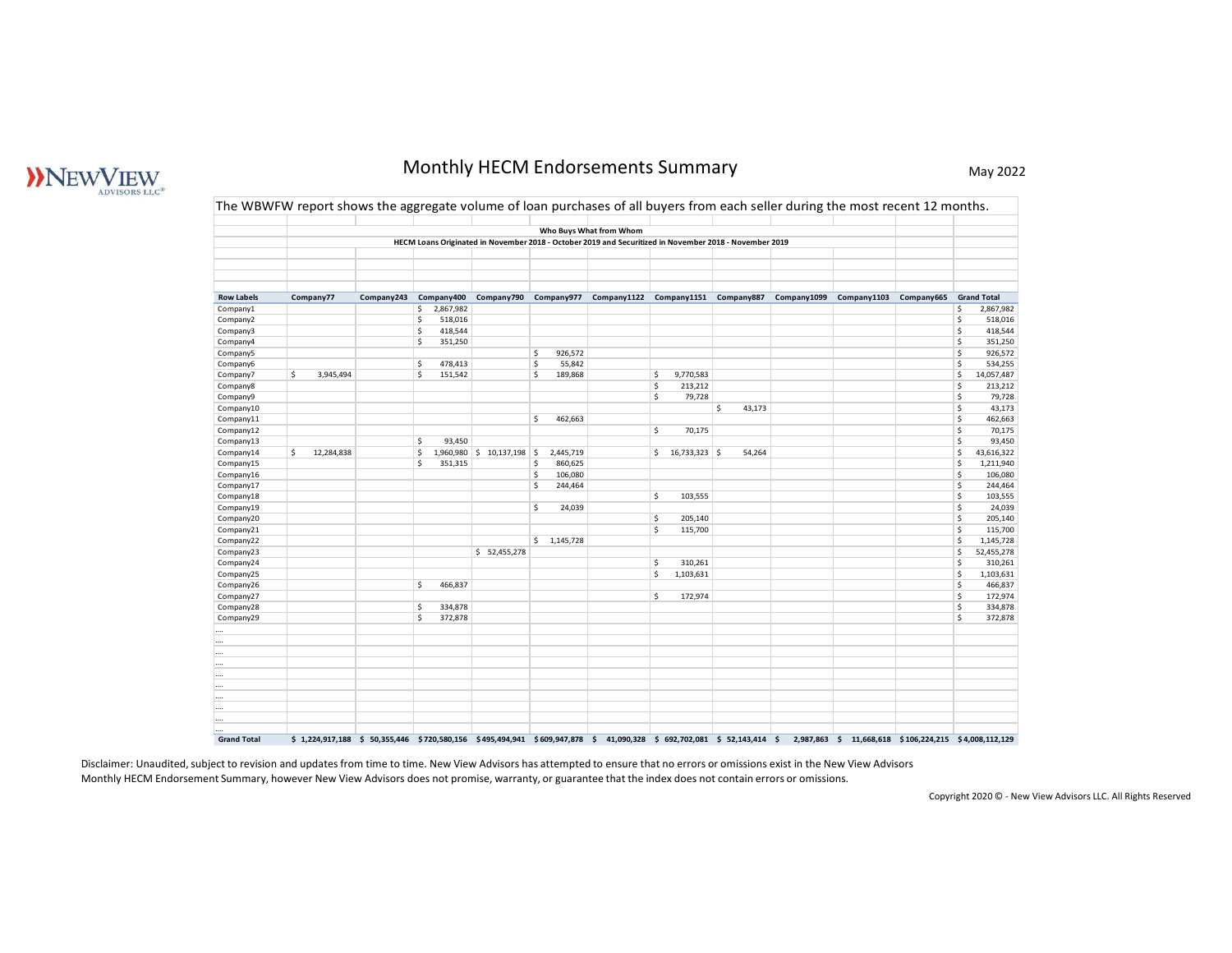# Monthly HECM Endorsements Summary

May 2022

The WBWFW report shows the aggregate volume of loan purchases of all buyers from each seller during the most recent 12 months.

**Who Buys What from Whom**

**HECM Loans Originated in November 2018 - October 2019 and Securitized in November 2018 - November 2019**

| Row Labels | Company77 | Company243 | Company400 | Company790 | Company977 | Company1122 | Company1151 | Company887 | Company1099 | Company1103 | Company665 | Grand Total |
|---|---|---|---|---|---|---|---|---|---|---|---|---|
| Company1 | | | $ 2,867,982 | | | | | | | | | $ 2,867,982 |
| Company2 | | | $ 518,016 | | | | | | | | | $ 518,016 |
| Company3 | | | $ 418,544 | | | | | | | | | $ 418,544 |
| Company4 | | | $ 351,250 | | | | | | | | | $ 351,250 |
| Company5 | | | | | $ 926,572 | | | | | | | $ 926,572 |
| Company6 | | | $ 478,413 | | $ 55,842 | | | | | | | $ 534,255 |
| Company7 | $ 3,945,494 | | $ 151,542 | | $ 189,868 | | $ 9,770,583 | | | | | $ 14,057,487 |
| Company8 | | | | | | | $ 213,212 | | | | | $ 213,212 |
| Company9 | | | | | | | $ 79,728 | | | | | $ 79,728 |
| Company10 | | | | | | | | $ 43,173 | | | | $ 43,173 |
| Company11 | | | | | $ 462,663 | | | | | | | $ 462,663 |
| Company12 | | | | | | | $ 70,175 | | | | | $ 70,175 |
| Company13 | | | $ 93,450 | | | | | | | | | $ 93,450 |
| Company14 | $ 12,284,838 | | $ 1,960,980 | $ 10,137,198 | $ 2,445,719 | | $ 16,733,323 | $ 54,264 | | | | $ 43,616,322 |
| Company15 | | | $ 351,315 | | $ 860,625 | | | | | | | $ 1,211,940 |
| Company16 | | | | | $ 106,080 | | | | | | | $ 106,080 |
| Company17 | | | | | $ 244,464 | | | | | | | $ 244,464 |
| Company18 | | | | | | | $ 103,555 | | | | | $ 103,555 |
| Company19 | | | | | $ 24,039 | | | | | | | $ 24,039 |
| Company20 | | | | | | | $ 205,140 | | | | | $ 205,140 |
| Company21 | | | | | | | $ 115,700 | | | | | $ 115,700 |
| Company22 | | | | | $ 1,145,728 | | | | | | | $ 1,145,728 |
| Company23 | | | | $ 52,455,278 | | | | | | | | $ 52,455,278 |
| Company24 | | | | | | | $ 310,261 | | | | | $ 310,261 |
| Company25 | | | | | | | $ 1,103,631 | | | | | $ 1,103,631 |
| Company26 | | | $ 466,837 | | | | | | | | | $ 466,837 |
| Company27 | | | | | | | $ 172,974 | | | | | $ 172,974 |
| Company28 | | | $ 334,878 | | | | | | | | | $ 334,878 |
| Company29 | | | $ 372,878 | | | | | | | | | $ 372,878 |
| .... | | | | | | | | | | | | |
| .... | | | | | | | | | | | | |
| .... | | | | | | | | | | | | |
| .... | | | | | | | | | | | | |
| .... | | | | | | | | | | | | |
| .... | | | | | | | | | | | | |
| .... | | | | | | | | | | | | |
| .... | | | | | | | | | | | | |
| .... | | | | | | | | | | | | |
| .... | | | | | | | | | | | | |
| **Grand Total** | **$ 1,224,917,188** | **$ 50,355,446** | **$ 720,580,156** | **$ 495,494,941** | **$ 609,947,878** | **$ 41,090,328** | **$ 692,702,081** | **$ 52,143,414** | **$ 2,987,863** | **$ 11,668,618** | **$ 106,224,215** | **$ 4,008,112,129** |

Disclaimer: Unaudited, subject to revision and updates from time to time. New View Advisors has attempted to ensure that no errors or omissions exist in the New View Advisors Monthly HECM Endorsement Summary, however New View Advisors does not promise, warranty, or guarantee that the index does not contain errors or omissions.

Copyright 2020 © - New View Advisors LLC. All Rights Reserved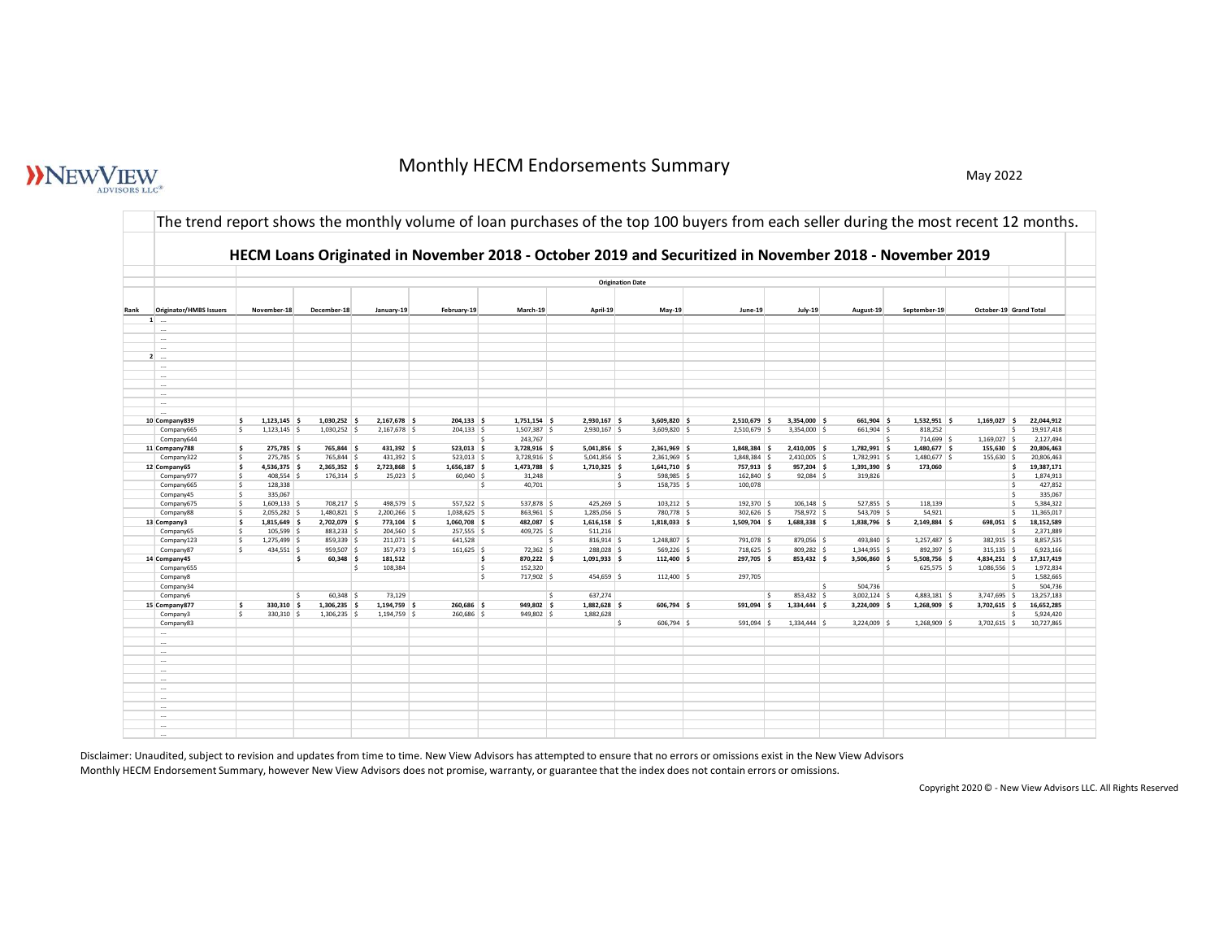# Monthly HECM Endorsements Summary

May 2022

The trend report shows the monthly volume of loan purchases of the top 100 buyers from each seller during the most recent 12 months.

## HECM Loans Originated in November 2018 - October 2019 and Securitized in November 2018 - November 2019

| | | Origination Date | | | | | | | | | | | | |
|---|---|---|---|---|---|---|---|---|---|---|---|---|---|---|
| **Rank** | **Originator/HMBS Issuers** | **November-18** | **December-18** | **January-19** | **February-19** | **March-19** | **April-19** | **May-19** | **June-19** | **July-19** | **August-19** | **September-19** | **October-19** | **Grand Total** |
| 1 | ... | | | | | | | | | | | | | |
| | ... | | | | | | | | | | | | | |
| | ... | | | | | | | | | | | | | |
| | ... | | | | | | | | | | | | | |
| 2 | ... | | | | | | | | | | | | | |
| | ... | | | | | | | | | | | | | |
| | ... | | | | | | | | | | | | | |
| | ... | | | | | | | | | | | | | |
| | ... | | | | | | | | | | | | | |
| | ... | | | | | | | | | | | | | |
| | ... | | | | | | | | | | | | | |
| **10** | **Company839** | **$ 1,123,145** | **$ 1,030,252** | **$ 2,167,678** | **$ 204,133** | **$ 1,751,154** | **$ 2,930,167** | **$ 3,609,820** | **$ 2,510,679** | **$ 3,354,000** | **$ 661,904** | **$ 1,532,951** | **$ 1,169,027** | **$ 22,044,912** |
| | Company665 | $ 1,123,145 | $ 1,030,252 | $ 2,167,678 | $ 204,133 | $ 1,507,387 | $ 2,930,167 | $ 3,609,820 | $ 2,510,679 | $ 3,354,000 | $ 661,904 | $ 818,252 | | $ 19,917,418 |
| | Company644 | | | | | $ 243,767 | | | | | | $ 714,699 | $ 1,169,027 | $ 2,127,494 |
| **11** | **Company788** | **$ 275,785** | **$ 765,844** | **$ 431,392** | **$ 523,013** | **$ 3,728,916** | **$ 5,041,856** | **$ 2,361,969** | **$ 1,848,384** | **$ 2,410,005** | **$ 1,782,991** | **$ 1,480,677** | **$ 155,630** | **$ 20,806,463** |
| | Company322 | $ 275,785 | $ 765,844 | $ 431,392 | $ 523,013 | $ 3,728,916 | $ 5,041,856 | $ 2,361,969 | $ 1,848,384 | $ 2,410,005 | $ 1,782,991 | $ 1,480,677 | $ 155,630 | $ 20,806,463 |
| **12** | **Company65** | **$ 4,536,375** | **$ 2,365,352** | **$ 2,723,868** | **$ 1,656,187** | **$ 1,473,788** | **$ 1,710,325** | **$ 1,641,710** | **$ 757,913** | **$ 957,204** | **$ 1,391,390** | **$ 173,060** | | **$ 19,387,171** |
| | Company977 | $ 408,554 | $ 176,314 | $ 25,023 | $ 60,040 | $ 31,248 | | $ 598,985 | $ 162,840 | $ 92,084 | $ 319,826 | | | $ 1,874,913 |
| | Company665 | $ 128,338 | | | | $ 40,701 | | $ 158,735 | $ 100,078 | | | | | $ 427,852 |
| | Company45 | $ 335,067 | | | | | | | | | | | | $ 335,067 |
| | Company675 | $ 1,609,133 | $ 708,217 | $ 498,579 | $ 557,522 | $ 537,878 | $ 425,269 | $ 103,212 | $ 192,370 | $ 106,148 | $ 527,855 | $ 118,139 | | $ 5,384,322 |
| | Company88 | $ 2,055,282 | $ 1,480,821 | $ 2,200,266 | $ 1,038,625 | $ 863,961 | $ 1,285,056 | $ 780,778 | $ 302,626 | $ 758,972 | $ 543,709 | $ 54,921 | | $ 11,365,017 |
| **13** | **Company3** | **$ 1,815,649** | **$ 2,702,079** | **$ 773,104** | **$ 1,060,708** | **$ 482,087** | **$ 1,616,158** | **$ 1,818,033** | **$ 1,509,704** | **$ 1,688,338** | **$ 1,838,796** | **$ 2,149,884** | **$ 698,051** | **$ 18,152,589** |
| | Company65 | $ 105,599 | $ 883,233 | $ 204,560 | $ 257,555 | $ 409,725 | $ 511,216 | | | | | | | $ 2,371,889 |
| | Company123 | $ 1,275,499 | $ 859,339 | $ 211,071 | $ 641,528 | | $ 816,914 | $ 1,248,807 | $ 791,078 | $ 879,056 | $ 493,840 | $ 1,257,487 | $ 382,915 | $ 8,857,535 |
| | Company87 | $ 434,551 | $ 959,507 | $ 357,473 | $ 161,625 | $ 72,362 | $ 288,028 | $ 569,226 | $ 718,625 | $ 809,282 | $ 1,344,955 | $ 892,397 | $ 315,135 | $ 6,923,166 |
| **14** | **Company45** | | **$ 60,348** | **$ 181,512** | | **$ 870,222** | **$ 1,091,933** | **$ 112,400** | **$ 297,705** | **$ 853,432** | **$ 3,506,860** | **$ 5,508,756** | **$ 4,834,251** | **$ 17,317,419** |
| | Company655 | | | $ 108,384 | | $ 152,320 | | | | | | $ 625,575 | $ 1,086,556 | $ 1,972,834 |
| | Company8 | | | | | $ 717,902 | $ 454,659 | $ 112,400 | $ 297,705 | | | | | $ 1,582,665 |
| | Company34 | | | | | | | | | | $ 504,736 | | | $ 504,736 |
| | Company6 | | $ 60,348 | $ 73,129 | | | $ 637,274 | | | $ 853,432 | $ 3,002,124 | $ 4,883,181 | $ 3,747,695 | $ 13,257,183 |
| **15** | **Company877** | **$ 330,310** | **$ 1,306,235** | **$ 1,194,759** | **$ 260,686** | **$ 949,802** | **$ 1,882,628** | **$ 606,794** | **$ 591,094** | **$ 1,334,444** | **$ 3,224,009** | **$ 1,268,909** | **$ 3,702,615** | **$ 16,652,285** |
| | Company3 | $ 330,310 | $ 1,306,235 | $ 1,194,759 | $ 260,686 | $ 949,802 | $ 1,882,628 | | | | | | | $ 5,924,420 |
| | Company83 | | | | | | | $ 606,794 | $ 591,094 | $ 1,334,444 | $ 3,224,009 | $ 1,268,909 | $ 3,702,615 | $ 10,727,865 |
| | ... | | | | | | | | | | | | | |
| | ... | | | | | | | | | | | | | |
| | ... | | | | | | | | | | | | | |
| | ... | | | | | | | | | | | | | |
| | ... | | | | | | | | | | | | | |
| | ... | | | | | | | | | | | | | |
| | ... | | | | | | | | | | | | | |
| | ... | | | | | | | | | | | | | |
| | ... | | | | | | | | | | | | | |
| | ... | | | | | | | | | | | | | |
| | ... | | | | | | | | | | | | | |
| | ... | | | | | | | | | | | | | |

Disclaimer: Unaudited, subject to revision and updates from time to time. New View Advisors has attempted to ensure that no errors or omissions exist in the New View Advisors Monthly HECM Endorsement Summary, however New View Advisors does not promise, warranty, or guarantee that the index does not contain errors or omissions.

Copyright 2020 © - New View Advisors LLC. All Rights Reserved